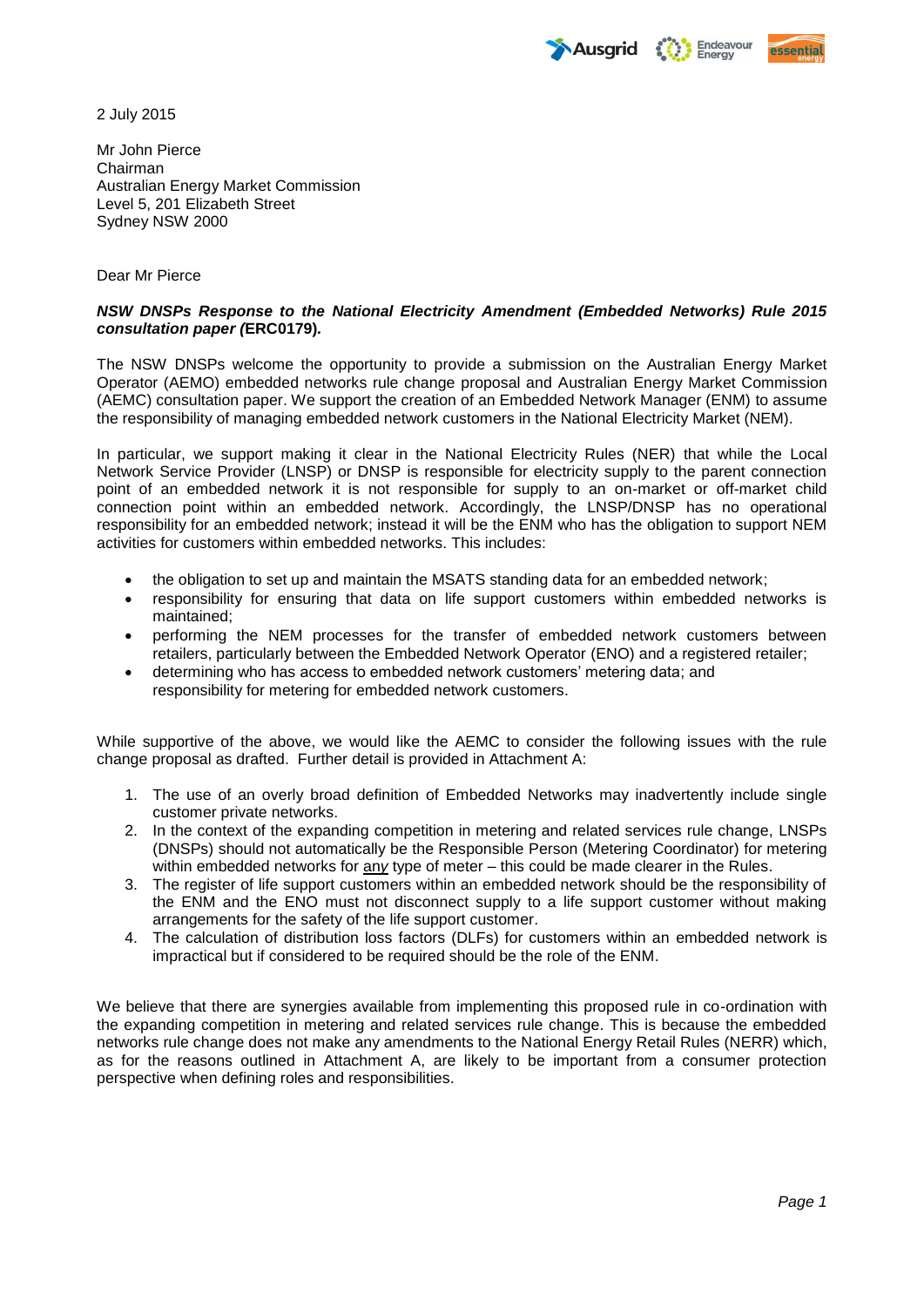2 July 2015

Mr John Pierce
Chairman
Australian Energy Market Commission
Level 5, 201 Elizabeth Street
Sydney NSW 2000

Dear Mr Pierce

***NSW DNSPs Response to the National Electricity Amendment (Embedded Networks) Rule 2015 consultation paper (*ERC0179*).***

The NSW DNSPs welcome the opportunity to provide a submission on the Australian Energy Market Operator (AEMO) embedded networks rule change proposal and Australian Energy Market Commission (AEMC) consultation paper. We support the creation of an Embedded Network Manager (ENM) to assume the responsibility of managing embedded network customers in the National Electricity Market (NEM).

In particular, we support making it clear in the National Electricity Rules (NER) that while the Local Network Service Provider (LNSP) or DNSP is responsible for electricity supply to the parent connection point of an embedded network it is not responsible for supply to an on-market or off-market child connection point within an embedded network. Accordingly, the LNSP/DNSP has no operational responsibility for an embedded network; instead it will be the ENM who has the obligation to support NEM activities for customers within embedded networks. This includes:

- the obligation to set up and maintain the MSATS standing data for an embedded network;
- responsibility for ensuring that data on life support customers within embedded networks is maintained;
- performing the NEM processes for the transfer of embedded network customers between retailers, particularly between the Embedded Network Operator (ENO) and a registered retailer;
- determining who has access to embedded network customers' metering data; and responsibility for metering for embedded network customers.

While supportive of the above, we would like the AEMC to consider the following issues with the rule change proposal as drafted. Further detail is provided in Attachment A:

1. The use of an overly broad definition of Embedded Networks may inadvertently include single customer private networks.
2. In the context of the expanding competition in metering and related services rule change, LNSPs (DNSPs) should not automatically be the Responsible Person (Metering Coordinator) for metering within embedded networks for ***any*** type of meter – this could be made clearer in the Rules.
3. The register of life support customers within an embedded network should be the responsibility of the ENM and the ENO must not disconnect supply to a life support customer without making arrangements for the safety of the life support customer.
4. The calculation of distribution loss factors (DLFs) for customers within an embedded network is impractical but if considered to be required should be the role of the ENM.

We believe that there are synergies available from implementing this proposed rule in co-ordination with the expanding competition in metering and related services rule change. This is because the embedded networks rule change does not make any amendments to the National Energy Retail Rules (NERR) which, as for the reasons outlined in Attachment A, are likely to be important from a consumer protection perspective when defining roles and responsibilities.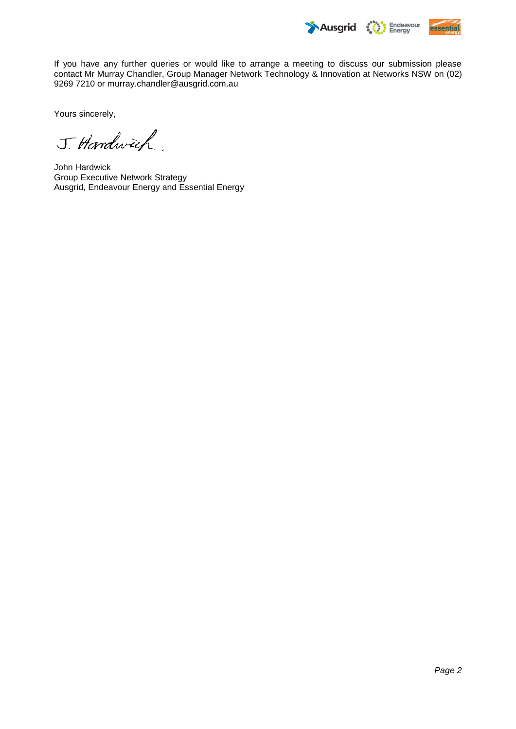If you have any further queries or would like to arrange a meeting to discuss our submission please contact Mr Murray Chandler, Group Manager Network Technology & Innovation at Networks NSW on (02) 9269 7210 or murray.chandler@ausgrid.com.au

Yours sincerely,

J. Hardwick.

John Hardwick
Group Executive Network Strategy
Ausgrid, Endeavour Energy and Essential Energy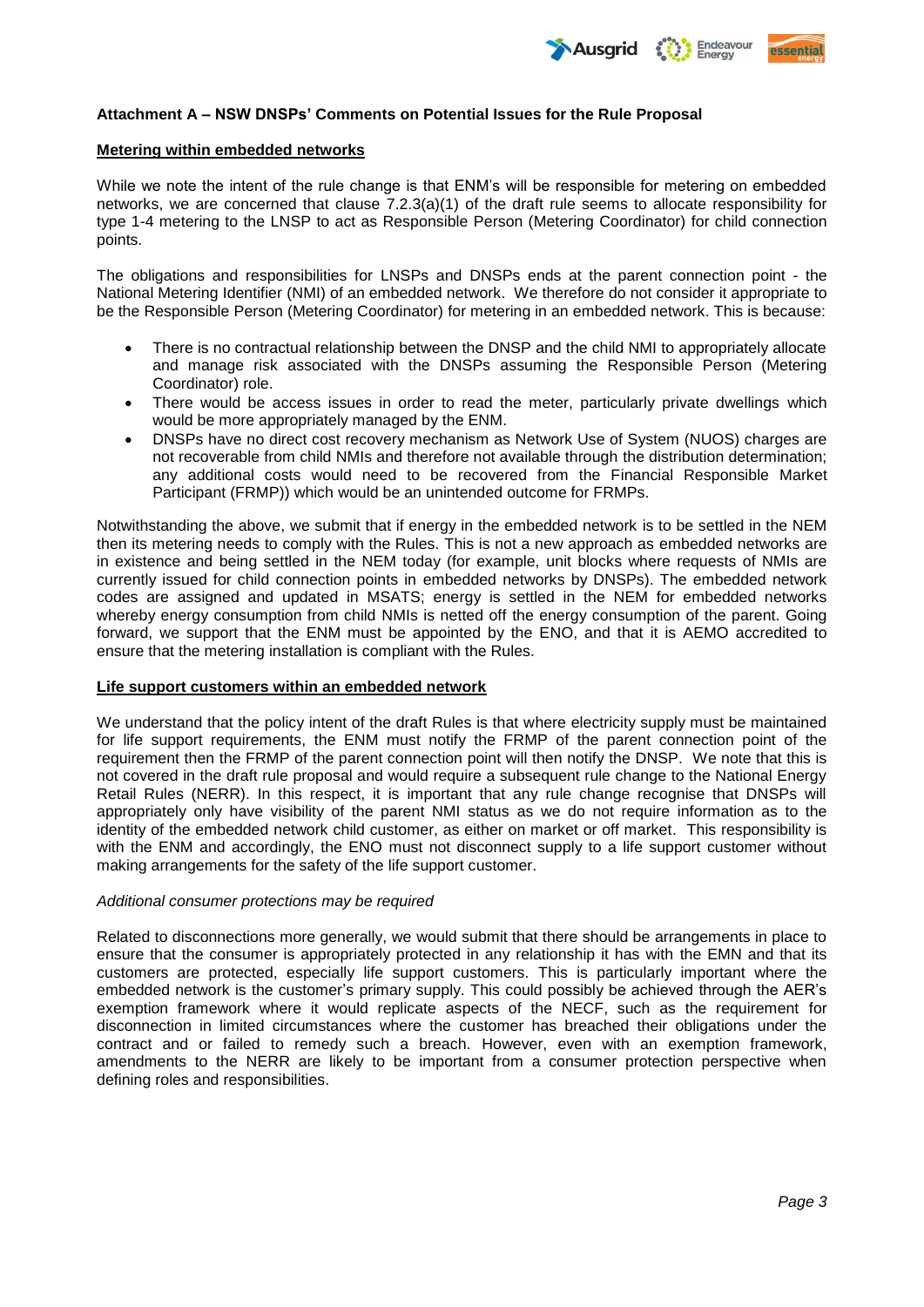**Attachment A – NSW DNSPs' Comments on Potential Issues for the Rule Proposal**

**Metering within embedded networks**

While we note the intent of the rule change is that ENM's will be responsible for metering on embedded networks, we are concerned that clause 7.2.3(a)(1) of the draft rule seems to allocate responsibility for type 1-4 metering to the LNSP to act as Responsible Person (Metering Coordinator) for child connection points.

The obligations and responsibilities for LNSPs and DNSPs ends at the parent connection point - the National Metering Identifier (NMI) of an embedded network. We therefore do not consider it appropriate to be the Responsible Person (Metering Coordinator) for metering in an embedded network. This is because:

- There is no contractual relationship between the DNSP and the child NMI to appropriately allocate and manage risk associated with the DNSPs assuming the Responsible Person (Metering Coordinator) role.
- There would be access issues in order to read the meter, particularly private dwellings which would be more appropriately managed by the ENM.
- DNSPs have no direct cost recovery mechanism as Network Use of System (NUOS) charges are not recoverable from child NMIs and therefore not available through the distribution determination; any additional costs would need to be recovered from the Financial Responsible Market Participant (FRMP)) which would be an unintended outcome for FRMPs.

Notwithstanding the above, we submit that if energy in the embedded network is to be settled in the NEM then its metering needs to comply with the Rules. This is not a new approach as embedded networks are in existence and being settled in the NEM today (for example, unit blocks where requests of NMIs are currently issued for child connection points in embedded networks by DNSPs). The embedded network codes are assigned and updated in MSATS; energy is settled in the NEM for embedded networks whereby energy consumption from child NMIs is netted off the energy consumption of the parent. Going forward, we support that the ENM must be appointed by the ENO, and that it is AEMO accredited to ensure that the metering installation is compliant with the Rules.

**Life support customers within an embedded network**

We understand that the policy intent of the draft Rules is that where electricity supply must be maintained for life support requirements, the ENM must notify the FRMP of the parent connection point of the requirement then the FRMP of the parent connection point will then notify the DNSP. We note that this is not covered in the draft rule proposal and would require a subsequent rule change to the National Energy Retail Rules (NERR). In this respect, it is important that any rule change recognise that DNSPs will appropriately only have visibility of the parent NMI status as we do not require information as to the identity of the embedded network child customer, as either on market or off market. This responsibility is with the ENM and accordingly, the ENO must not disconnect supply to a life support customer without making arrangements for the safety of the life support customer.

*Additional consumer protections may be required*

Related to disconnections more generally, we would submit that there should be arrangements in place to ensure that the consumer is appropriately protected in any relationship it has with the EMN and that its customers are protected, especially life support customers. This is particularly important where the embedded network is the customer's primary supply. This could possibly be achieved through the AER's exemption framework where it would replicate aspects of the NECF, such as the requirement for disconnection in limited circumstances where the customer has breached their obligations under the contract and or failed to remedy such a breach. However, even with an exemption framework, amendments to the NERR are likely to be important from a consumer protection perspective when defining roles and responsibilities.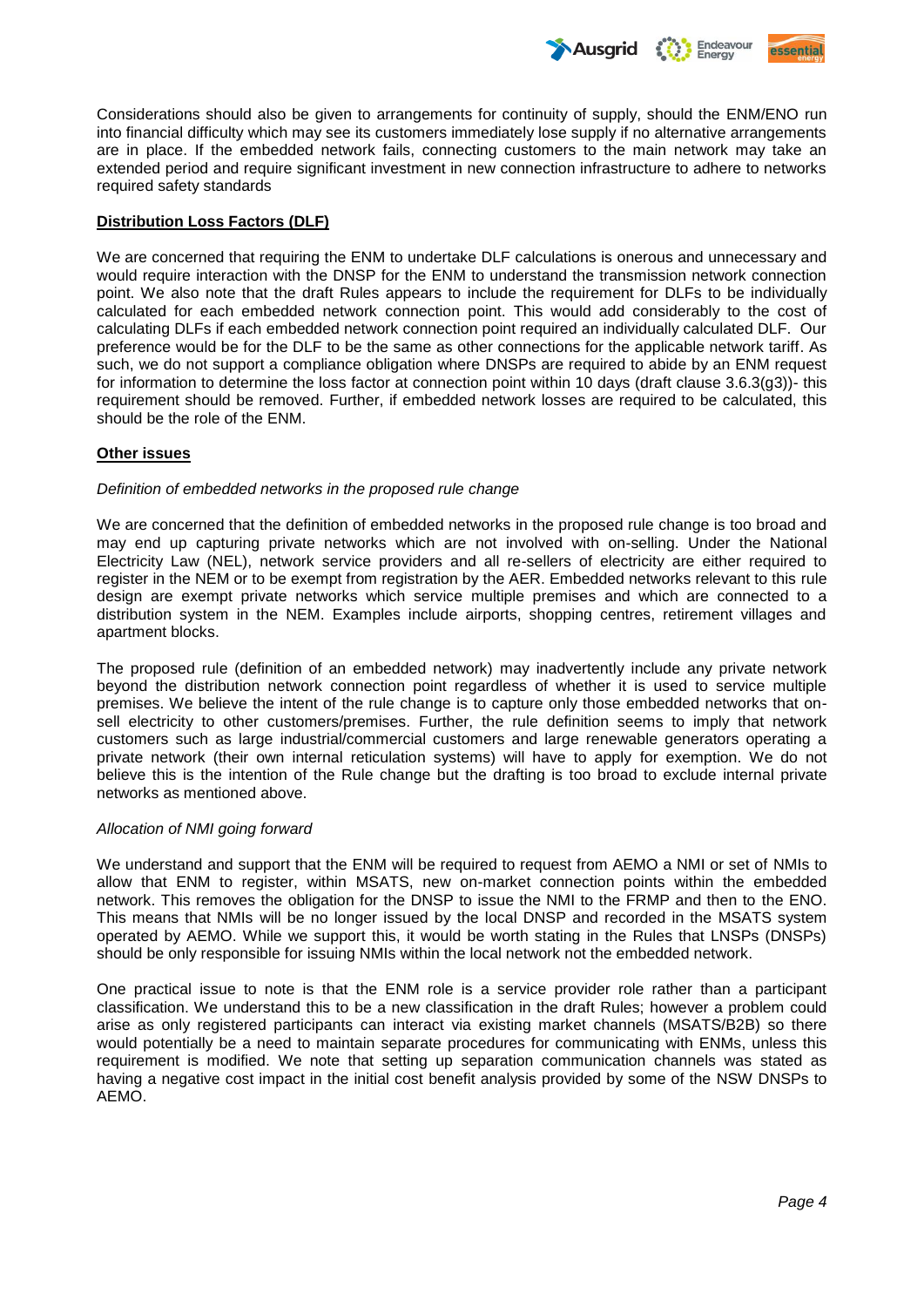Considerations should also be given to arrangements for continuity of supply, should the ENM/ENO run into financial difficulty which may see its customers immediately lose supply if no alternative arrangements are in place. If the embedded network fails, connecting customers to the main network may take an extended period and require significant investment in new connection infrastructure to adhere to networks required safety standards

**Distribution Loss Factors (DLF)**

We are concerned that requiring the ENM to undertake DLF calculations is onerous and unnecessary and would require interaction with the DNSP for the ENM to understand the transmission network connection point. We also note that the draft Rules appears to include the requirement for DLFs to be individually calculated for each embedded network connection point. This would add considerably to the cost of calculating DLFs if each embedded network connection point required an individually calculated DLF. Our preference would be for the DLF to be the same as other connections for the applicable network tariff. As such, we do not support a compliance obligation where DNSPs are required to abide by an ENM request for information to determine the loss factor at connection point within 10 days (draft clause 3.6.3(g3))- this requirement should be removed. Further, if embedded network losses are required to be calculated, this should be the role of the ENM.

**Other issues**

*Definition of embedded networks in the proposed rule change*

We are concerned that the definition of embedded networks in the proposed rule change is too broad and may end up capturing private networks which are not involved with on-selling. Under the National Electricity Law (NEL), network service providers and all re-sellers of electricity are either required to register in the NEM or to be exempt from registration by the AER. Embedded networks relevant to this rule design are exempt private networks which service multiple premises and which are connected to a distribution system in the NEM. Examples include airports, shopping centres, retirement villages and apartment blocks.

The proposed rule (definition of an embedded network) may inadvertently include any private network beyond the distribution network connection point regardless of whether it is used to service multiple premises. We believe the intent of the rule change is to capture only those embedded networks that on-sell electricity to other customers/premises. Further, the rule definition seems to imply that network customers such as large industrial/commercial customers and large renewable generators operating a private network (their own internal reticulation systems) will have to apply for exemption. We do not believe this is the intention of the Rule change but the drafting is too broad to exclude internal private networks as mentioned above.

*Allocation of NMI going forward*

We understand and support that the ENM will be required to request from AEMO a NMI or set of NMIs to allow that ENM to register, within MSATS, new on-market connection points within the embedded network. This removes the obligation for the DNSP to issue the NMI to the FRMP and then to the ENO. This means that NMIs will be no longer issued by the local DNSP and recorded in the MSATS system operated by AEMO. While we support this, it would be worth stating in the Rules that LNSPs (DNSPs) should be only responsible for issuing NMIs within the local network not the embedded network.

One practical issue to note is that the ENM role is a service provider role rather than a participant classification. We understand this to be a new classification in the draft Rules; however a problem could arise as only registered participants can interact via existing market channels (MSATS/B2B) so there would potentially be a need to maintain separate procedures for communicating with ENMs, unless this requirement is modified. We note that setting up separation communication channels was stated as having a negative cost impact in the initial cost benefit analysis provided by some of the NSW DNSPs to AEMO.